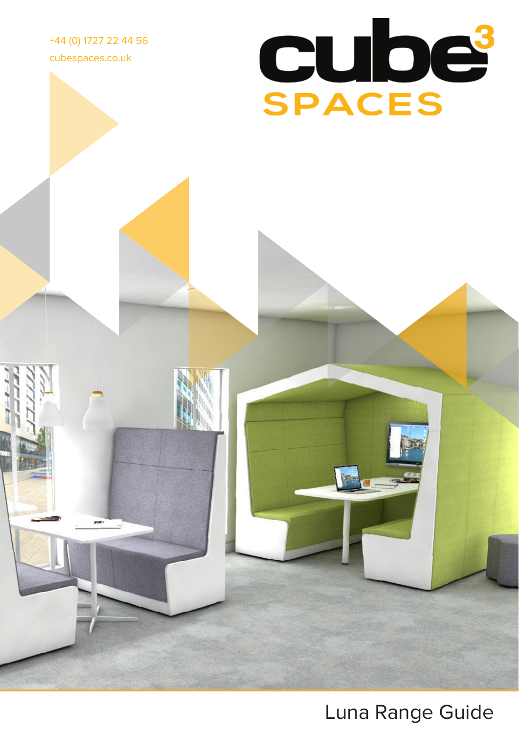+44 (0) 1727 22 44 56

cubespaces.co.uk

# cube³ SPACES

Luna Range Guide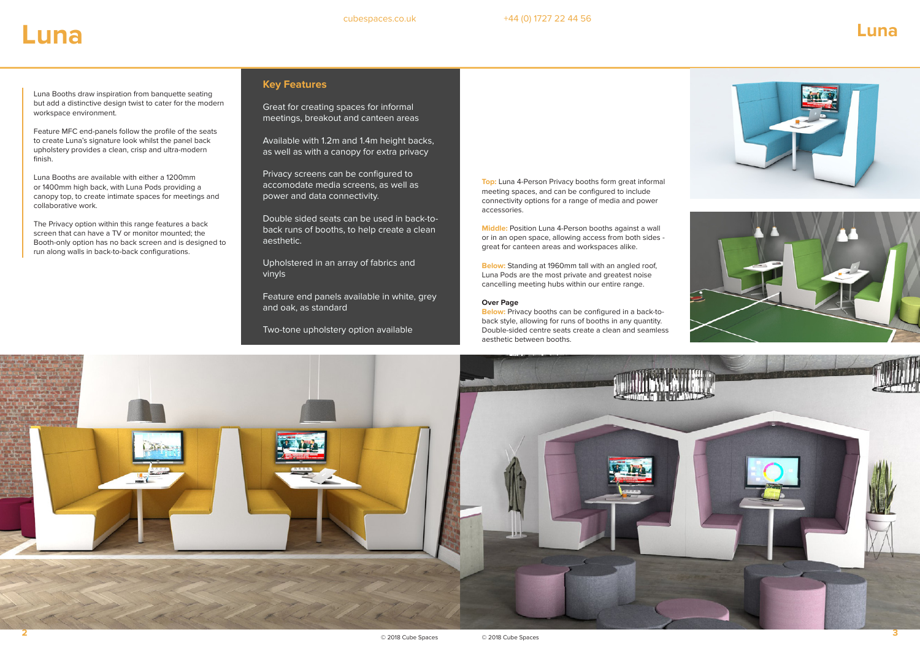# Luna

Luna Booths draw inspiration from banquette seating but add a distinctive design twist to cater for the modern workspace environment.

Feature MFC end-panels follow the profile of the seats to create Luna's signature look whilst the panel back upholstery provides a clean, crisp and ultra-modern finish.

Luna Booths are available with either a 1200mm or 1400mm high back, with Luna Pods providing a canopy top, to create intimate spaces for meetings and collaborative work.

The Privacy option within this range features a back screen that can have a TV or monitor mounted; the Booth-only option has no back screen and is designed to run along walls in back-to-back configurations.

## Key Features

- Great for creating spaces for informal meetings, breakout and canteen areas
- Available with 1.2m and 1.4m height backs, as well as with a canopy for extra privacy
- Privacy screens can be configured to accomodate media screens, as well as power and data connectivity.
- Double sided seats can be used in back-to-back runs of booths, to help create a clean aesthetic.
- Upholstered in an array of fabrics and vinyls
- Feature end panels available in white, grey and oak, as standard
- Two-tone upholstery option available

**Top:** Luna 4-Person Privacy booths form great informal meeting spaces, and can be configured to include connectivity options for a range of media and power accessories.

**Middle:** Position Luna 4-Person booths against a wall or in an open space, allowing access from both sides - great for canteen areas and workspaces alike.

**Below:** Standing at 1960mm tall with an angled roof, Luna Pods are the most private and greatest noise cancelling meeting hubs within our entire range.

**Over Page**
**Below:** Privacy booths can be configured in a back-to-back style, allowing for runs of booths in any quantity. Double-sided centre seats create a clean and seamless aesthetic between booths.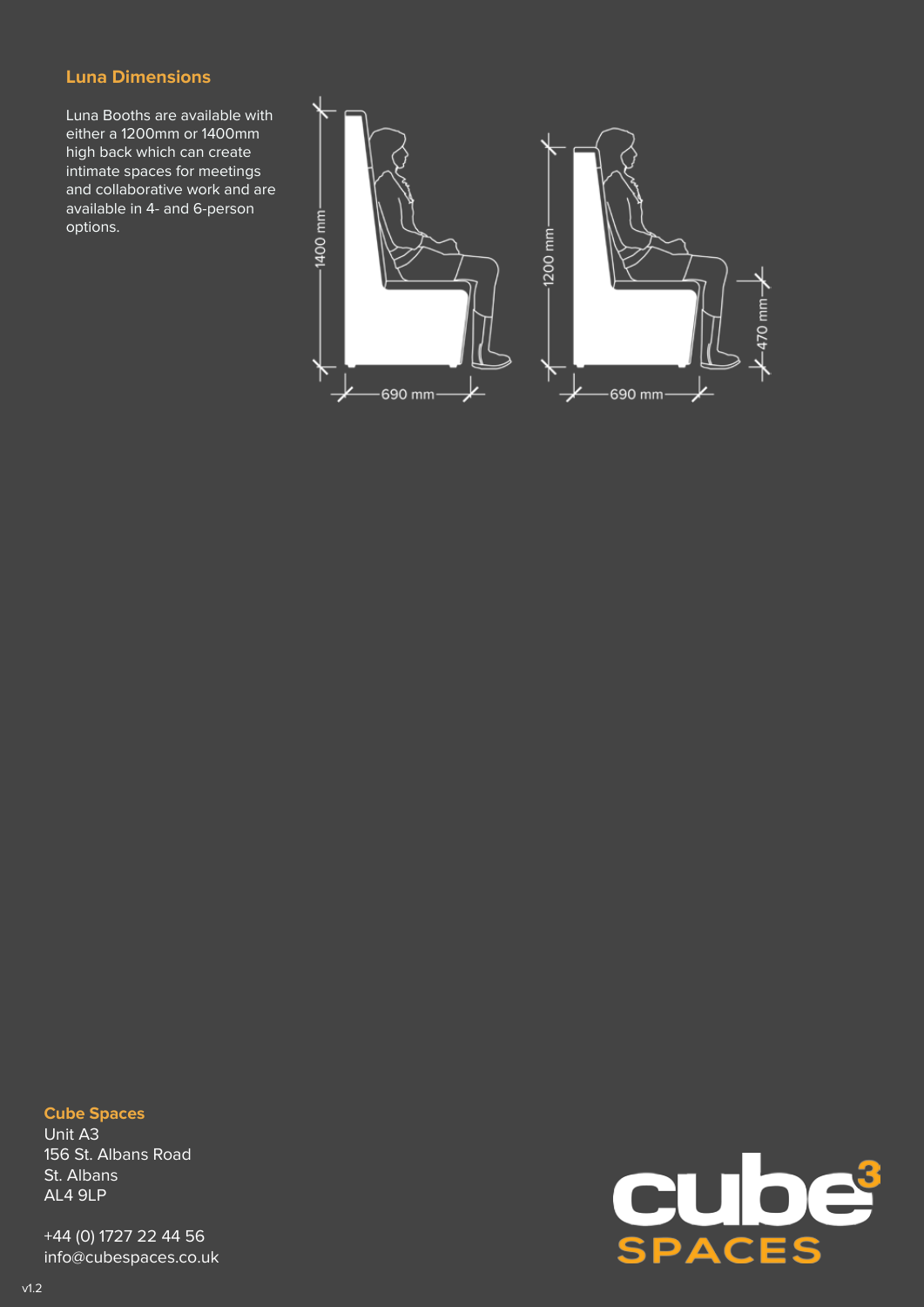## Luna Dimensions

Luna Booths are available with either a 1200mm or 1400mm high back which can create intimate spaces for meetings and collaborative work and are available in 4- and 6-person options.

1400 mm

690 mm

1200 mm

690 mm

470 mm

**Cube Spaces**
Unit A3
156 St. Albans Road
St. Albans
AL4 9LP

+44 (0) 1727 22 44 56
info@cubespaces.co.uk

cube³ SPACES

v1.2